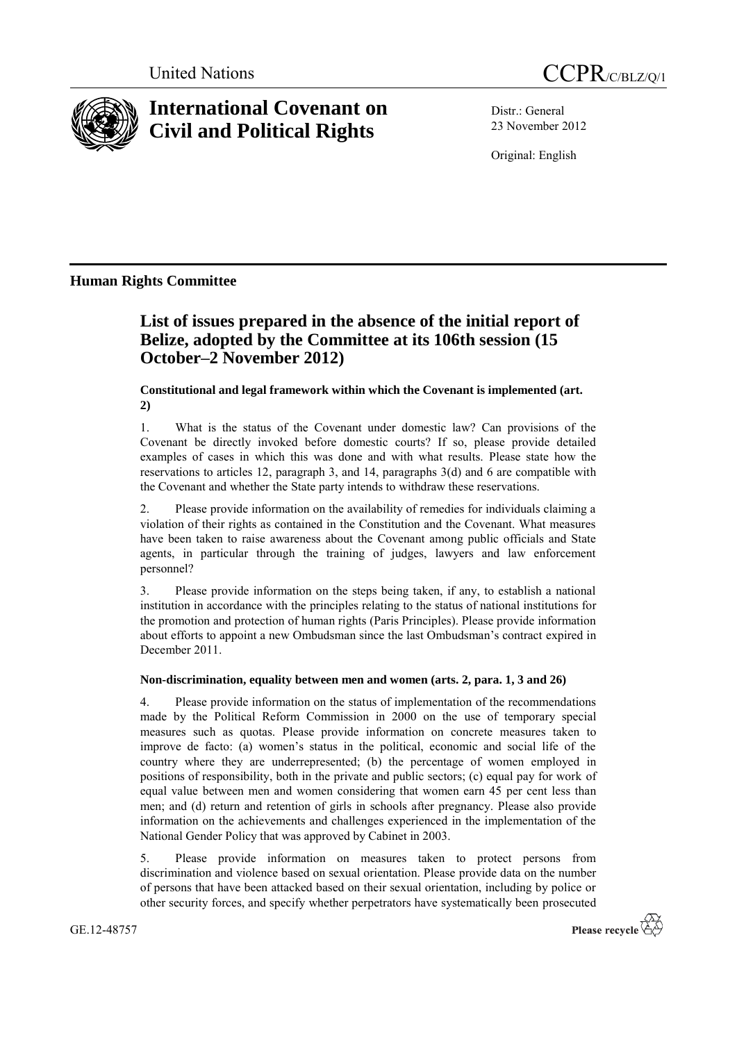United Nations

# CCPR/C/BLZ/Q/1

# International Covenant on Civil and Political Rights

Distr.: General
23 November 2012

Original: English

## Human Rights Committee

## List of issues prepared in the absence of the initial report of Belize, adopted by the Committee at its 106th session (15 October–2 November 2012)

### Constitutional and legal framework within which the Covenant is implemented (art. 2)

1. What is the status of the Covenant under domestic law? Can provisions of the Covenant be directly invoked before domestic courts? If so, please provide detailed examples of cases in which this was done and with what results. Please state how the reservations to articles 12, paragraph 3, and 14, paragraphs 3(d) and 6 are compatible with the Covenant and whether the State party intends to withdraw these reservations.

2. Please provide information on the availability of remedies for individuals claiming a violation of their rights as contained in the Constitution and the Covenant. What measures have been taken to raise awareness about the Covenant among public officials and State agents, in particular through the training of judges, lawyers and law enforcement personnel?

3. Please provide information on the steps being taken, if any, to establish a national institution in accordance with the principles relating to the status of national institutions for the promotion and protection of human rights (Paris Principles). Please provide information about efforts to appoint a new Ombudsman since the last Ombudsman's contract expired in December 2011.

### Non-discrimination, equality between men and women (arts. 2, para. 1, 3 and 26)

4. Please provide information on the status of implementation of the recommendations made by the Political Reform Commission in 2000 on the use of temporary special measures such as quotas. Please provide information on concrete measures taken to improve de facto: (a) women's status in the political, economic and social life of the country where they are underrepresented; (b) the percentage of women employed in positions of responsibility, both in the private and public sectors; (c) equal pay for work of equal value between men and women considering that women earn 45 per cent less than men; and (d) return and retention of girls in schools after pregnancy. Please also provide information on the achievements and challenges experienced in the implementation of the National Gender Policy that was approved by Cabinet in 2003.

5. Please provide information on measures taken to protect persons from discrimination and violence based on sexual orientation. Please provide data on the number of persons that have been attacked based on their sexual orientation, including by police or other security forces, and specify whether perpetrators have systematically been prosecuted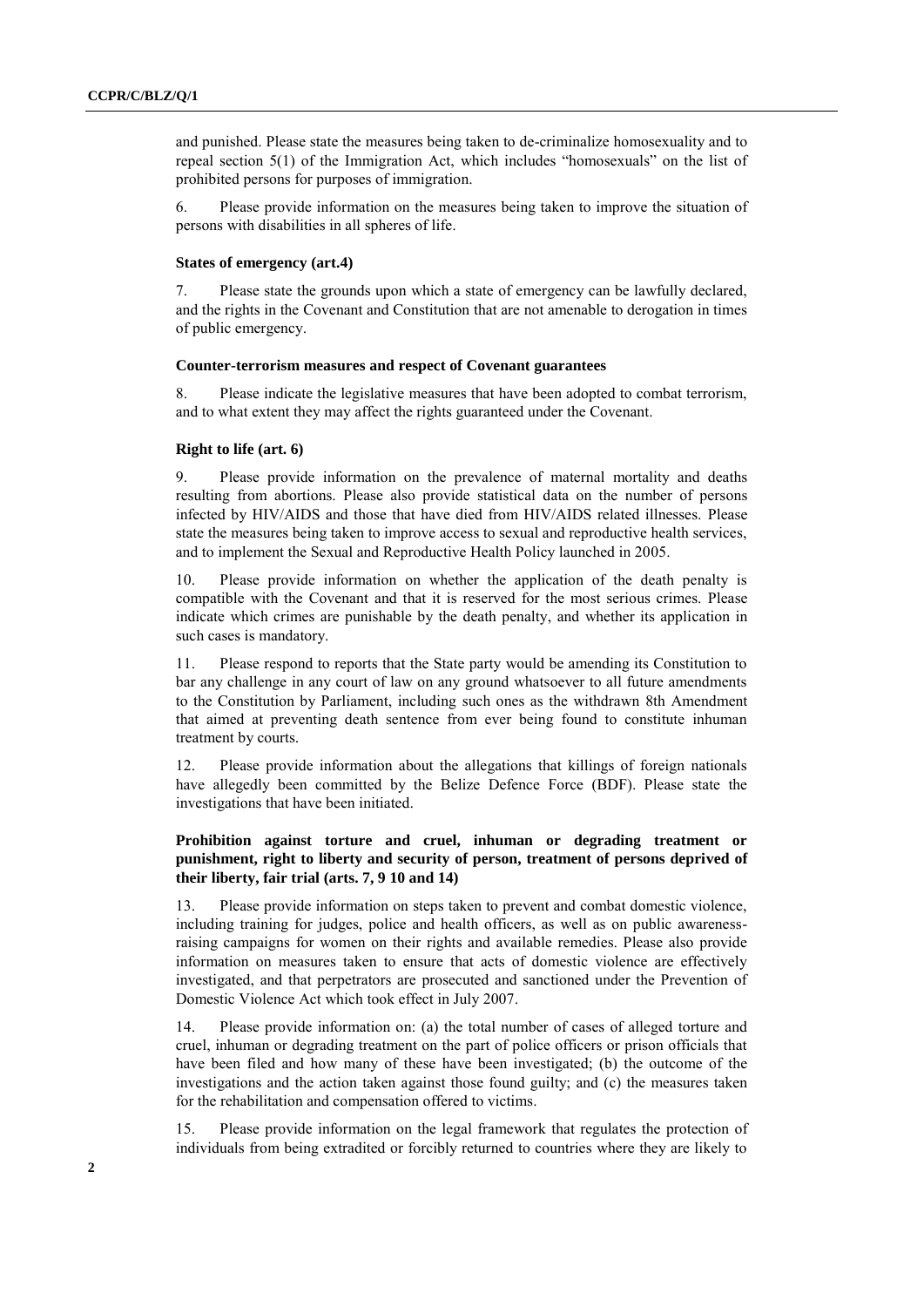and punished. Please state the measures being taken to de-criminalize homosexuality and to repeal section 5(1) of the Immigration Act, which includes "homosexuals" on the list of prohibited persons for purposes of immigration.

6. Please provide information on the measures being taken to improve the situation of persons with disabilities in all spheres of life.

### States of emergency (art.4)

7. Please state the grounds upon which a state of emergency can be lawfully declared, and the rights in the Covenant and Constitution that are not amenable to derogation in times of public emergency.

### Counter-terrorism measures and respect of Covenant guarantees

8. Please indicate the legislative measures that have been adopted to combat terrorism, and to what extent they may affect the rights guaranteed under the Covenant.

### Right to life (art. 6)

9. Please provide information on the prevalence of maternal mortality and deaths resulting from abortions. Please also provide statistical data on the number of persons infected by HIV/AIDS and those that have died from HIV/AIDS related illnesses. Please state the measures being taken to improve access to sexual and reproductive health services, and to implement the Sexual and Reproductive Health Policy launched in 2005.

10. Please provide information on whether the application of the death penalty is compatible with the Covenant and that it is reserved for the most serious crimes. Please indicate which crimes are punishable by the death penalty, and whether its application in such cases is mandatory.

11. Please respond to reports that the State party would be amending its Constitution to bar any challenge in any court of law on any ground whatsoever to all future amendments to the Constitution by Parliament, including such ones as the withdrawn 8th Amendment that aimed at preventing death sentence from ever being found to constitute inhuman treatment by courts.

12. Please provide information about the allegations that killings of foreign nationals have allegedly been committed by the Belize Defence Force (BDF). Please state the investigations that have been initiated.

### Prohibition against torture and cruel, inhuman or degrading treatment or punishment, right to liberty and security of person, treatment of persons deprived of their liberty, fair trial (arts. 7, 9 10 and 14)

13. Please provide information on steps taken to prevent and combat domestic violence, including training for judges, police and health officers, as well as on public awareness-raising campaigns for women on their rights and available remedies. Please also provide information on measures taken to ensure that acts of domestic violence are effectively investigated, and that perpetrators are prosecuted and sanctioned under the Prevention of Domestic Violence Act which took effect in July 2007.

14. Please provide information on: (a) the total number of cases of alleged torture and cruel, inhuman or degrading treatment on the part of police officers or prison officials that have been filed and how many of these have been investigated; (b) the outcome of the investigations and the action taken against those found guilty; and (c) the measures taken for the rehabilitation and compensation offered to victims.

15. Please provide information on the legal framework that regulates the protection of individuals from being extradited or forcibly returned to countries where they are likely to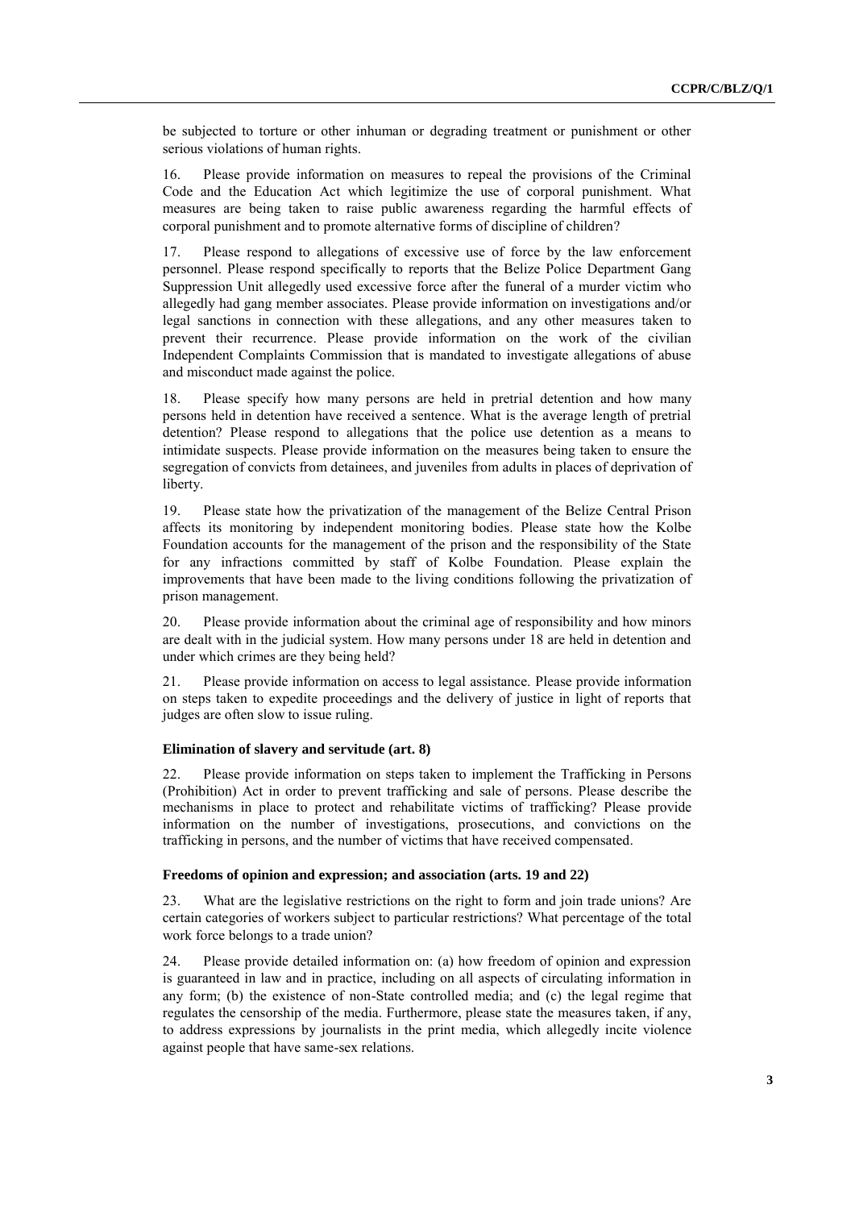be subjected to torture or other inhuman or degrading treatment or punishment or other serious violations of human rights.

16. Please provide information on measures to repeal the provisions of the Criminal Code and the Education Act which legitimize the use of corporal punishment. What measures are being taken to raise public awareness regarding the harmful effects of corporal punishment and to promote alternative forms of discipline of children?

17. Please respond to allegations of excessive use of force by the law enforcement personnel. Please respond specifically to reports that the Belize Police Department Gang Suppression Unit allegedly used excessive force after the funeral of a murder victim who allegedly had gang member associates. Please provide information on investigations and/or legal sanctions in connection with these allegations, and any other measures taken to prevent their recurrence. Please provide information on the work of the civilian Independent Complaints Commission that is mandated to investigate allegations of abuse and misconduct made against the police.

18. Please specify how many persons are held in pretrial detention and how many persons held in detention have received a sentence. What is the average length of pretrial detention? Please respond to allegations that the police use detention as a means to intimidate suspects. Please provide information on the measures being taken to ensure the segregation of convicts from detainees, and juveniles from adults in places of deprivation of liberty.

19. Please state how the privatization of the management of the Belize Central Prison affects its monitoring by independent monitoring bodies. Please state how the Kolbe Foundation accounts for the management of the prison and the responsibility of the State for any infractions committed by staff of Kolbe Foundation. Please explain the improvements that have been made to the living conditions following the privatization of prison management.

20. Please provide information about the criminal age of responsibility and how minors are dealt with in the judicial system. How many persons under 18 are held in detention and under which crimes are they being held?

21. Please provide information on access to legal assistance. Please provide information on steps taken to expedite proceedings and the delivery of justice in light of reports that judges are often slow to issue ruling.

### Elimination of slavery and servitude (art. 8)

22. Please provide information on steps taken to implement the Trafficking in Persons (Prohibition) Act in order to prevent trafficking and sale of persons. Please describe the mechanisms in place to protect and rehabilitate victims of trafficking? Please provide information on the number of investigations, prosecutions, and convictions on the trafficking in persons, and the number of victims that have received compensated.

### Freedoms of opinion and expression; and association (arts. 19 and 22)

23. What are the legislative restrictions on the right to form and join trade unions? Are certain categories of workers subject to particular restrictions? What percentage of the total work force belongs to a trade union?

24. Please provide detailed information on: (a) how freedom of opinion and expression is guaranteed in law and in practice, including on all aspects of circulating information in any form; (b) the existence of non-State controlled media; and (c) the legal regime that regulates the censorship of the media. Furthermore, please state the measures taken, if any, to address expressions by journalists in the print media, which allegedly incite violence against people that have same-sex relations.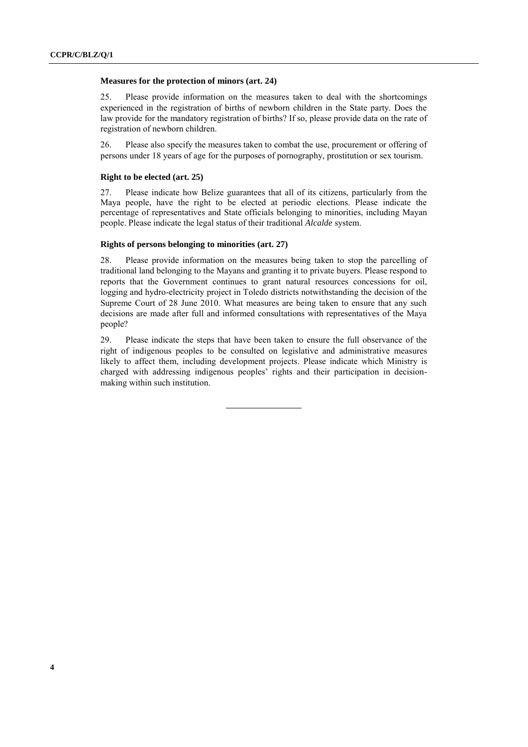### Measures for the protection of minors (art. 24)

25. Please provide information on the measures taken to deal with the shortcomings experienced in the registration of births of newborn children in the State party. Does the law provide for the mandatory registration of births? If so, please provide data on the rate of registration of newborn children.

26. Please also specify the measures taken to combat the use, procurement or offering of persons under 18 years of age for the purposes of pornography, prostitution or sex tourism.

### Right to be elected (art. 25)

27. Please indicate how Belize guarantees that all of its citizens, particularly from the Maya people, have the right to be elected at periodic elections. Please indicate the percentage of representatives and State officials belonging to minorities, including Mayan people. Please indicate the legal status of their traditional *Alcalde* system.

### Rights of persons belonging to minorities (art. 27)

28. Please provide information on the measures being taken to stop the parcelling of traditional land belonging to the Mayans and granting it to private buyers. Please respond to reports that the Government continues to grant natural resources concessions for oil, logging and hydro-electricity project in Toledo districts notwithstanding the decision of the Supreme Court of 28 June 2010. What measures are being taken to ensure that any such decisions are made after full and informed consultations with representatives of the Maya people?

29. Please indicate the steps that have been taken to ensure the full observance of the right of indigenous peoples to be consulted on legislative and administrative measures likely to affect them, including development projects. Please indicate which Ministry is charged with addressing indigenous peoples' rights and their participation in decision-making within such institution.